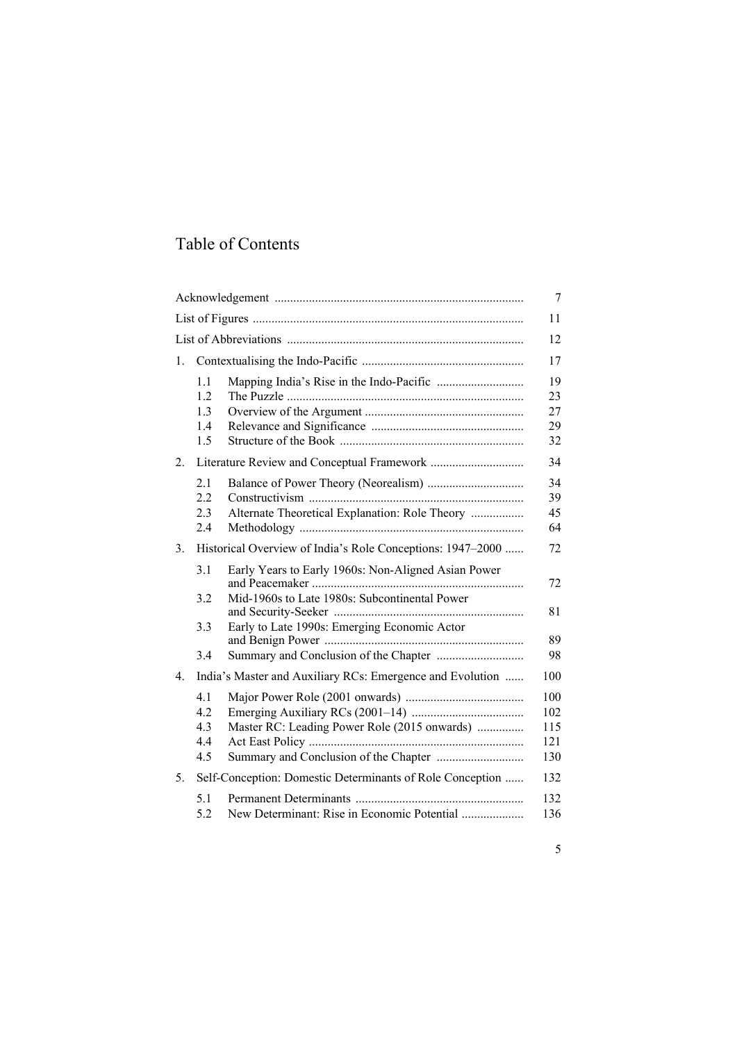# Table of Contents

| | |
|---|---|
| Acknowledgement | 7 |
| List of Figures | 11 |
| List of Abbreviations | 12 |
| 1. Contextualising the Indo-Pacific | 17 |
| 1.1 Mapping India's Rise in the Indo-Pacific | 19 |
| 1.2 The Puzzle | 23 |
| 1.3 Overview of the Argument | 27 |
| 1.4 Relevance and Significance | 29 |
| 1.5 Structure of the Book | 32 |
| 2. Literature Review and Conceptual Framework | 34 |
| 2.1 Balance of Power Theory (Neorealism) | 34 |
| 2.2 Constructivism | 39 |
| 2.3 Alternate Theoretical Explanation: Role Theory | 45 |
| 2.4 Methodology | 64 |
| 3. Historical Overview of India's Role Conceptions: 1947–2000 | 72 |
| 3.1 Early Years to Early 1960s: Non-Aligned Asian Power and Peacemaker | 72 |
| 3.2 Mid-1960s to Late 1980s: Subcontinental Power and Security-Seeker | 81 |
| 3.3 Early to Late 1990s: Emerging Economic Actor and Benign Power | 89 |
| 3.4 Summary and Conclusion of the Chapter | 98 |
| 4. India's Master and Auxiliary RCs: Emergence and Evolution | 100 |
| 4.1 Major Power Role (2001 onwards) | 100 |
| 4.2 Emerging Auxiliary RCs (2001–14) | 102 |
| 4.3 Master RC: Leading Power Role (2015 onwards) | 115 |
| 4.4 Act East Policy | 121 |
| 4.5 Summary and Conclusion of the Chapter | 130 |
| 5. Self-Conception: Domestic Determinants of Role Conception | 132 |
| 5.1 Permanent Determinants | 132 |
| 5.2 New Determinant: Rise in Economic Potential | 136 |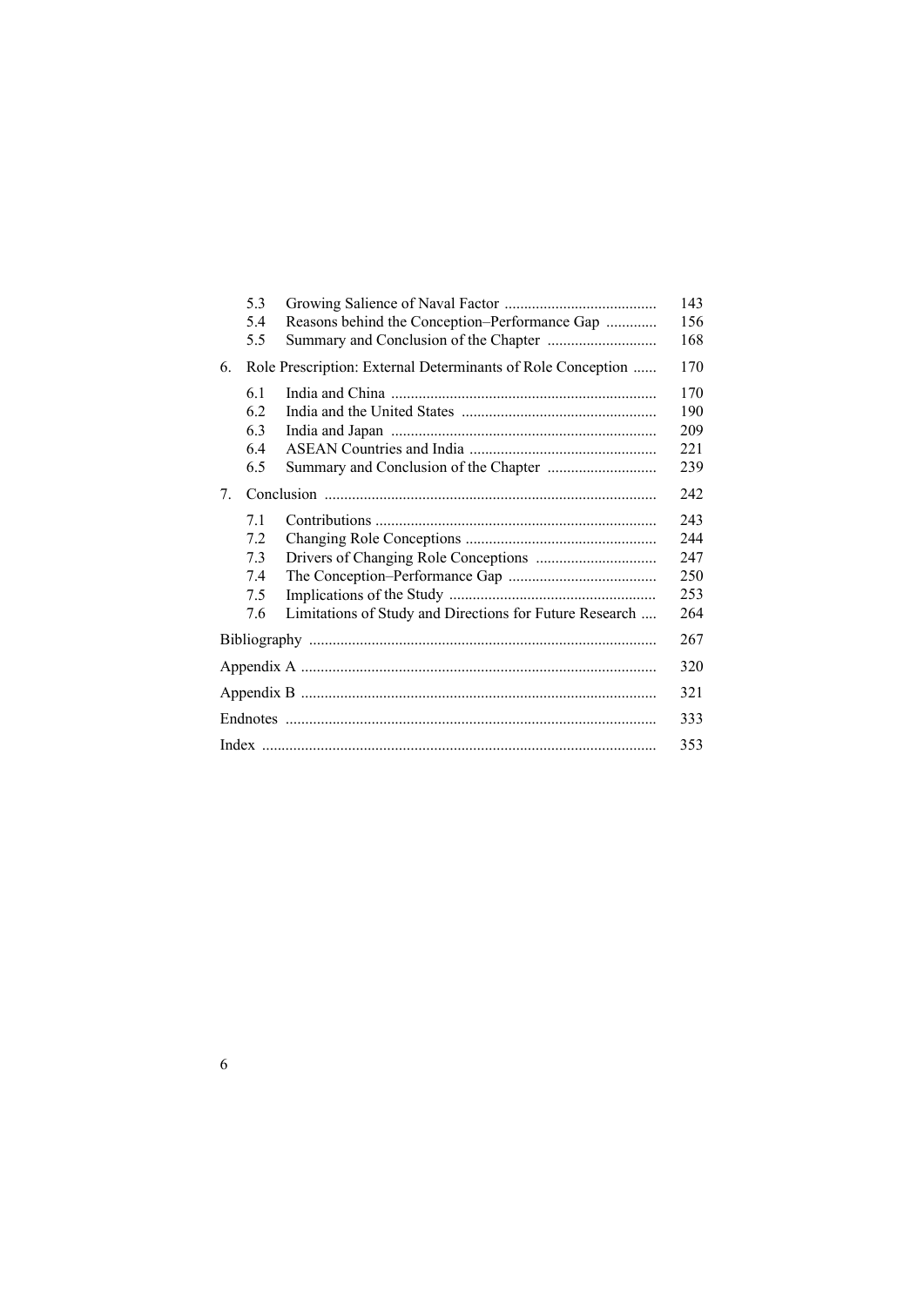| | | |
|---|---|---|
| 5.3 | Growing Salience of Naval Factor | 143 |
| 5.4 | Reasons behind the Conception–Performance Gap | 156 |
| 5.5 | Summary and Conclusion of the Chapter | 168 |
| **6.** | **Role Prescription: External Determinants of Role Conception** | **170** |
| 6.1 | India and China | 170 |
| 6.2 | India and the United States | 190 |
| 6.3 | India and Japan | 209 |
| 6.4 | ASEAN Countries and India | 221 |
| 6.5 | Summary and Conclusion of the Chapter | 239 |
| **7.** | **Conclusion** | **242** |
| 7.1 | Contributions | 243 |
| 7.2 | Changing Role Conceptions | 244 |
| 7.3 | Drivers of Changing Role Conceptions | 247 |
| 7.4 | The Conception–Performance Gap | 250 |
| 7.5 | Implications of the Study | 253 |
| 7.6 | Limitations of Study and Directions for Future Research | 264 |
| | **Bibliography** | **267** |
| | **Appendix A** | **320** |
| | **Appendix B** | **321** |
| | **Endnotes** | **333** |
| | **Index** | **353** |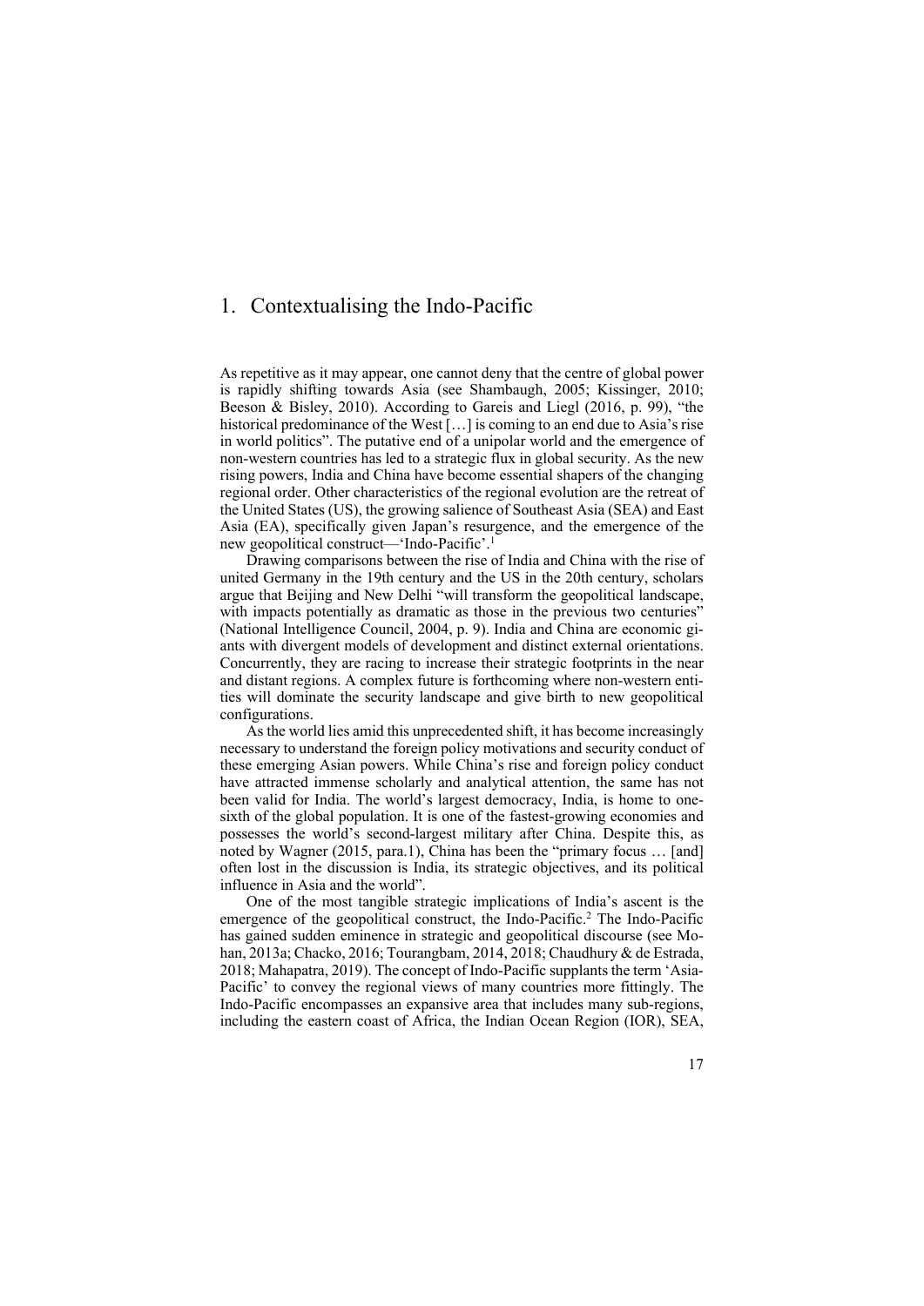# 1. Contextualising the Indo-Pacific

As repetitive as it may appear, one cannot deny that the centre of global power is rapidly shifting towards Asia (see Shambaugh, 2005; Kissinger, 2010; Beeson & Bisley, 2010). According to Gareis and Liegl (2016, p. 99), "the historical predominance of the West […] is coming to an end due to Asia's rise in world politics". The putative end of a unipolar world and the emergence of non-western countries has led to a strategic flux in global security. As the new rising powers, India and China have become essential shapers of the changing regional order. Other characteristics of the regional evolution are the retreat of the United States (US), the growing salience of Southeast Asia (SEA) and East Asia (EA), specifically given Japan's resurgence, and the emergence of the new geopolitical construct—'Indo-Pacific'.[1]

Drawing comparisons between the rise of India and China with the rise of united Germany in the 19th century and the US in the 20th century, scholars argue that Beijing and New Delhi "will transform the geopolitical landscape, with impacts potentially as dramatic as those in the previous two centuries" (National Intelligence Council, 2004, p. 9). India and China are economic giants with divergent models of development and distinct external orientations. Concurrently, they are racing to increase their strategic footprints in the near and distant regions. A complex future is forthcoming where non-western entities will dominate the security landscape and give birth to new geopolitical configurations.

As the world lies amid this unprecedented shift, it has become increasingly necessary to understand the foreign policy motivations and security conduct of these emerging Asian powers. While China's rise and foreign policy conduct have attracted immense scholarly and analytical attention, the same has not been valid for India. The world's largest democracy, India, is home to one-sixth of the global population. It is one of the fastest-growing economies and possesses the world's second-largest military after China. Despite this, as noted by Wagner (2015, para.1), China has been the "primary focus … [and] often lost in the discussion is India, its strategic objectives, and its political influence in Asia and the world".

One of the most tangible strategic implications of India's ascent is the emergence of the geopolitical construct, the Indo-Pacific.[2] The Indo-Pacific has gained sudden eminence in strategic and geopolitical discourse (see Mohan, 2013a; Chacko, 2016; Tourangbam, 2014, 2018; Chaudhury & de Estrada, 2018; Mahapatra, 2019). The concept of Indo-Pacific supplants the term 'Asia-Pacific' to convey the regional views of many countries more fittingly. The Indo-Pacific encompasses an expansive area that includes many sub-regions, including the eastern coast of Africa, the Indian Ocean Region (IOR), SEA,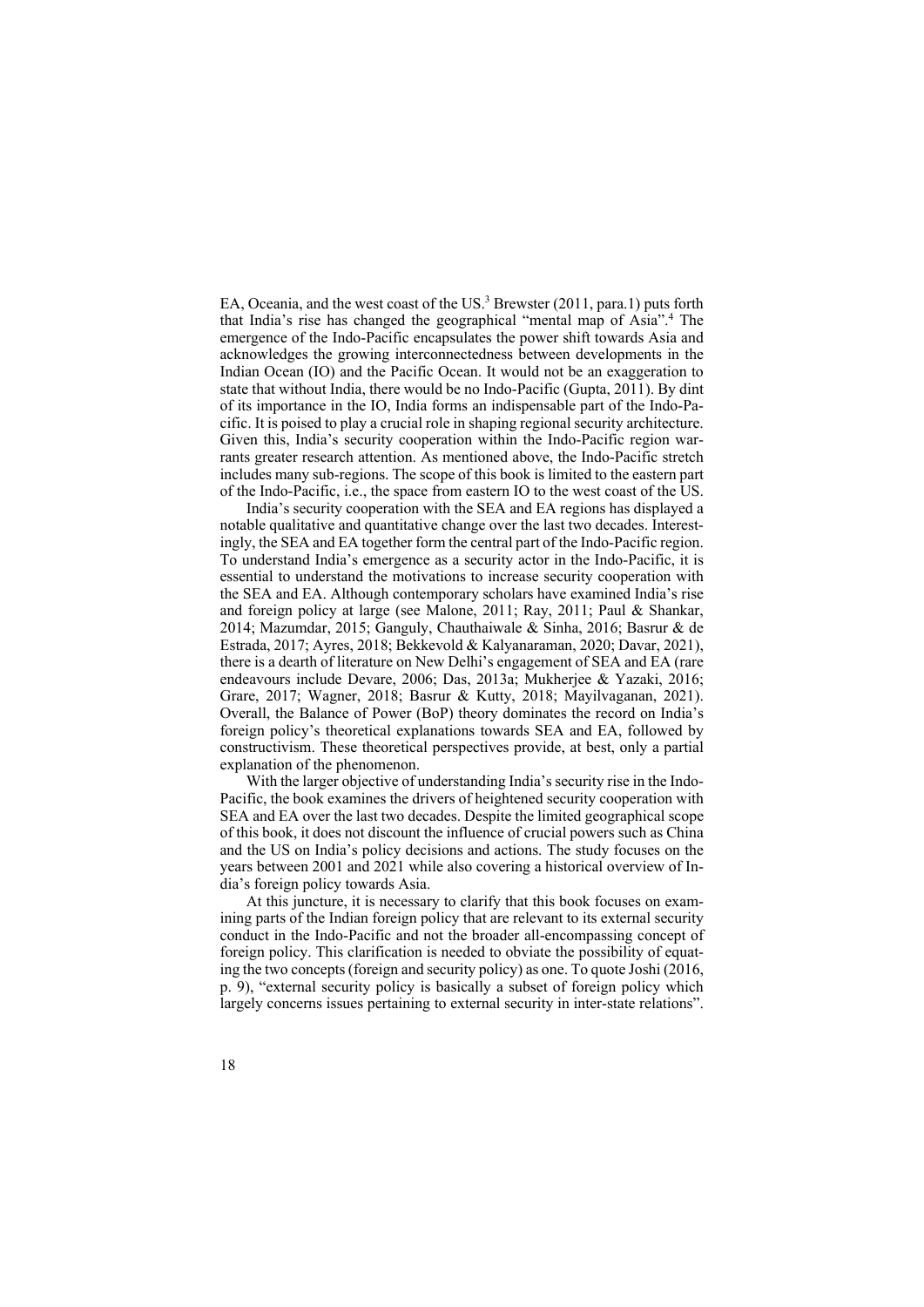EA, Oceania, and the west coast of the US.[3] Brewster (2011, para.1) puts forth that India's rise has changed the geographical "mental map of Asia".[4] The emergence of the Indo-Pacific encapsulates the power shift towards Asia and acknowledges the growing interconnectedness between developments in the Indian Ocean (IO) and the Pacific Ocean. It would not be an exaggeration to state that without India, there would be no Indo-Pacific (Gupta, 2011). By dint of its importance in the IO, India forms an indispensable part of the Indo-Pacific. It is poised to play a crucial role in shaping regional security architecture. Given this, India's security cooperation within the Indo-Pacific region warrants greater research attention. As mentioned above, the Indo-Pacific stretch includes many sub-regions. The scope of this book is limited to the eastern part of the Indo-Pacific, i.e., the space from eastern IO to the west coast of the US.

India's security cooperation with the SEA and EA regions has displayed a notable qualitative and quantitative change over the last two decades. Interestingly, the SEA and EA together form the central part of the Indo-Pacific region. To understand India's emergence as a security actor in the Indo-Pacific, it is essential to understand the motivations to increase security cooperation with the SEA and EA. Although contemporary scholars have examined India's rise and foreign policy at large (see Malone, 2011; Ray, 2011; Paul & Shankar, 2014; Mazumdar, 2015; Ganguly, Chauthaiwale & Sinha, 2016; Basrur & de Estrada, 2017; Ayres, 2018; Bekkevold & Kalyanaraman, 2020; Davar, 2021), there is a dearth of literature on New Delhi's engagement of SEA and EA (rare endeavours include Devare, 2006; Das, 2013a; Mukherjee & Yazaki, 2016; Grare, 2017; Wagner, 2018; Basrur & Kutty, 2018; Mayilvaganan, 2021). Overall, the Balance of Power (BoP) theory dominates the record on India's foreign policy's theoretical explanations towards SEA and EA, followed by constructivism. These theoretical perspectives provide, at best, only a partial explanation of the phenomenon.

With the larger objective of understanding India's security rise in the Indo-Pacific, the book examines the drivers of heightened security cooperation with SEA and EA over the last two decades. Despite the limited geographical scope of this book, it does not discount the influence of crucial powers such as China and the US on India's policy decisions and actions. The study focuses on the years between 2001 and 2021 while also covering a historical overview of India's foreign policy towards Asia.

At this juncture, it is necessary to clarify that this book focuses on examining parts of the Indian foreign policy that are relevant to its external security conduct in the Indo-Pacific and not the broader all-encompassing concept of foreign policy. This clarification is needed to obviate the possibility of equating the two concepts (foreign and security policy) as one. To quote Joshi (2016, p. 9), "external security policy is basically a subset of foreign policy which largely concerns issues pertaining to external security in inter-state relations".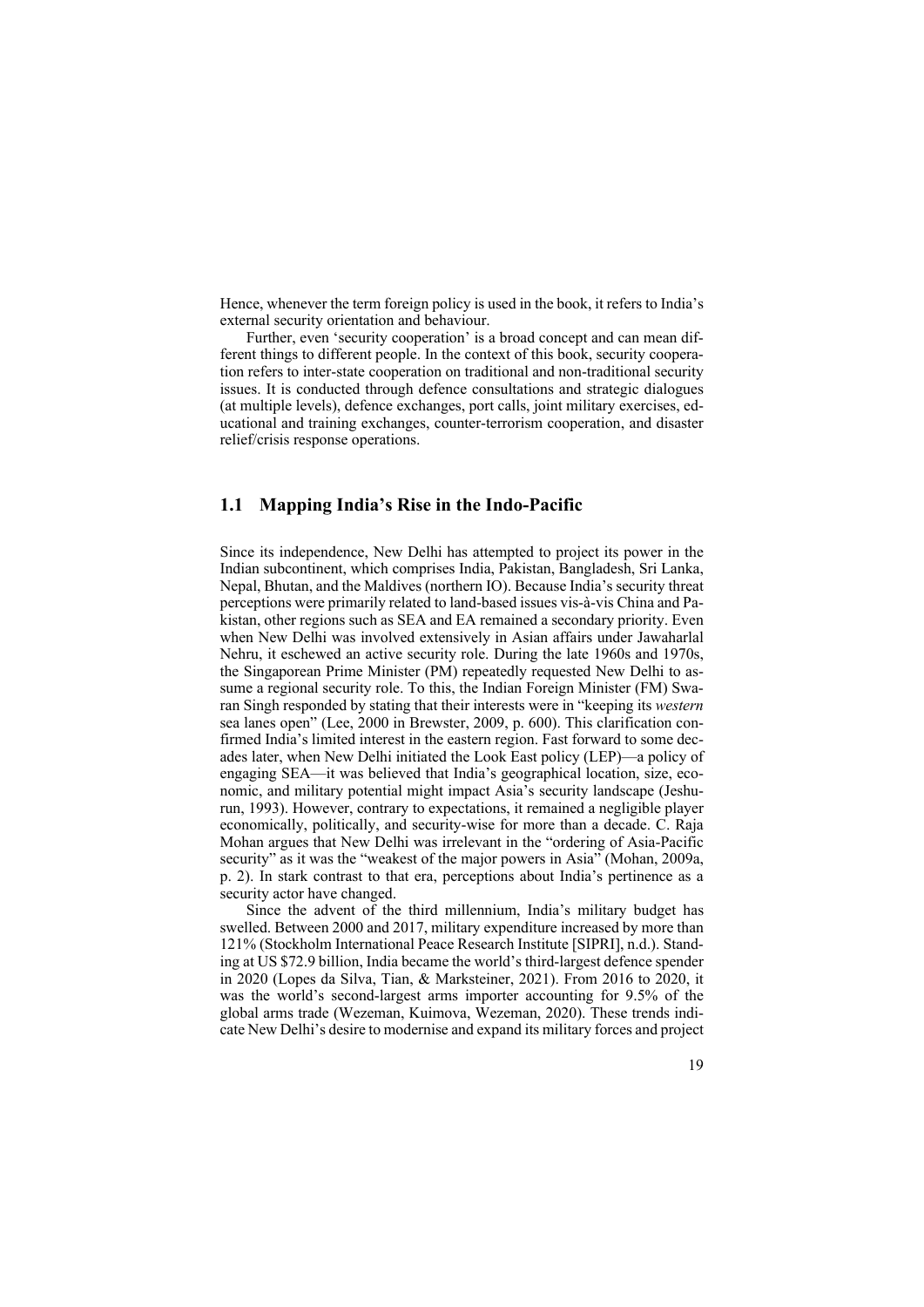Hence, whenever the term foreign policy is used in the book, it refers to India's external security orientation and behaviour.

Further, even 'security cooperation' is a broad concept and can mean different things to different people. In the context of this book, security cooperation refers to inter-state cooperation on traditional and non-traditional security issues. It is conducted through defence consultations and strategic dialogues (at multiple levels), defence exchanges, port calls, joint military exercises, educational and training exchanges, counter-terrorism cooperation, and disaster relief/crisis response operations.

## 1.1 Mapping India's Rise in the Indo-Pacific

Since its independence, New Delhi has attempted to project its power in the Indian subcontinent, which comprises India, Pakistan, Bangladesh, Sri Lanka, Nepal, Bhutan, and the Maldives (northern IO). Because India's security threat perceptions were primarily related to land-based issues vis-à-vis China and Pakistan, other regions such as SEA and EA remained a secondary priority. Even when New Delhi was involved extensively in Asian affairs under Jawaharlal Nehru, it eschewed an active security role. During the late 1960s and 1970s, the Singaporean Prime Minister (PM) repeatedly requested New Delhi to assume a regional security role. To this, the Indian Foreign Minister (FM) Swaran Singh responded by stating that their interests were in "keeping its *western* sea lanes open" (Lee, 2000 in Brewster, 2009, p. 600). This clarification confirmed India's limited interest in the eastern region. Fast forward to some decades later, when New Delhi initiated the Look East policy (LEP)—a policy of engaging SEA—it was believed that India's geographical location, size, economic, and military potential might impact Asia's security landscape (Jeshurun, 1993). However, contrary to expectations, it remained a negligible player economically, politically, and security-wise for more than a decade. C. Raja Mohan argues that New Delhi was irrelevant in the "ordering of Asia-Pacific security" as it was the "weakest of the major powers in Asia" (Mohan, 2009a, p. 2). In stark contrast to that era, perceptions about India's pertinence as a security actor have changed.

Since the advent of the third millennium, India's military budget has swelled. Between 2000 and 2017, military expenditure increased by more than 121% (Stockholm International Peace Research Institute [SIPRI], n.d.). Standing at US $72.9 billion, India became the world's third-largest defence spender in 2020 (Lopes da Silva, Tian, & Marksteiner, 2021). From 2016 to 2020, it was the world's second-largest arms importer accounting for 9.5% of the global arms trade (Wezeman, Kuimova, Wezeman, 2020). These trends indicate New Delhi's desire to modernise and expand its military forces and project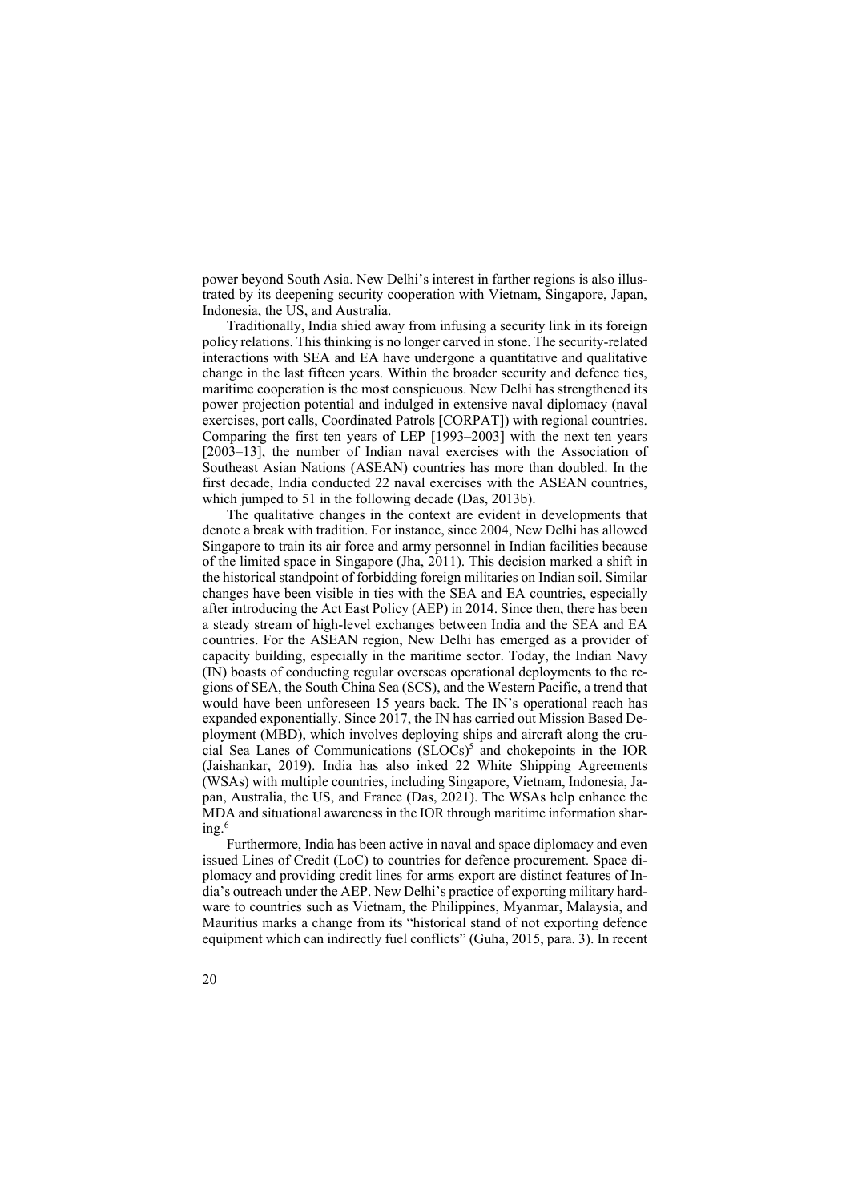power beyond South Asia. New Delhi's interest in farther regions is also illustrated by its deepening security cooperation with Vietnam, Singapore, Japan, Indonesia, the US, and Australia.

Traditionally, India shied away from infusing a security link in its foreign policy relations. This thinking is no longer carved in stone. The security-related interactions with SEA and EA have undergone a quantitative and qualitative change in the last fifteen years. Within the broader security and defence ties, maritime cooperation is the most conspicuous. New Delhi has strengthened its power projection potential and indulged in extensive naval diplomacy (naval exercises, port calls, Coordinated Patrols [CORPAT]) with regional countries. Comparing the first ten years of LEP [1993–2003] with the next ten years [2003–13], the number of Indian naval exercises with the Association of Southeast Asian Nations (ASEAN) countries has more than doubled. In the first decade, India conducted 22 naval exercises with the ASEAN countries, which jumped to 51 in the following decade (Das, 2013b).

The qualitative changes in the context are evident in developments that denote a break with tradition. For instance, since 2004, New Delhi has allowed Singapore to train its air force and army personnel in Indian facilities because of the limited space in Singapore (Jha, 2011). This decision marked a shift in the historical standpoint of forbidding foreign militaries on Indian soil. Similar changes have been visible in ties with the SEA and EA countries, especially after introducing the Act East Policy (AEP) in 2014. Since then, there has been a steady stream of high-level exchanges between India and the SEA and EA countries. For the ASEAN region, New Delhi has emerged as a provider of capacity building, especially in the maritime sector. Today, the Indian Navy (IN) boasts of conducting regular overseas operational deployments to the regions of SEA, the South China Sea (SCS), and the Western Pacific, a trend that would have been unforeseen 15 years back. The IN's operational reach has expanded exponentially. Since 2017, the IN has carried out Mission Based Deployment (MBD), which involves deploying ships and aircraft along the crucial Sea Lanes of Communications (SLOCs)[5] and chokepoints in the IOR (Jaishankar, 2019). India has also inked 22 White Shipping Agreements (WSAs) with multiple countries, including Singapore, Vietnam, Indonesia, Japan, Australia, the US, and France (Das, 2021). The WSAs help enhance the MDA and situational awareness in the IOR through maritime information sharing.[6]

Furthermore, India has been active in naval and space diplomacy and even issued Lines of Credit (LoC) to countries for defence procurement. Space diplomacy and providing credit lines for arms export are distinct features of India's outreach under the AEP. New Delhi's practice of exporting military hardware to countries such as Vietnam, the Philippines, Myanmar, Malaysia, and Mauritius marks a change from its "historical stand of not exporting defence equipment which can indirectly fuel conflicts" (Guha, 2015, para. 3). In recent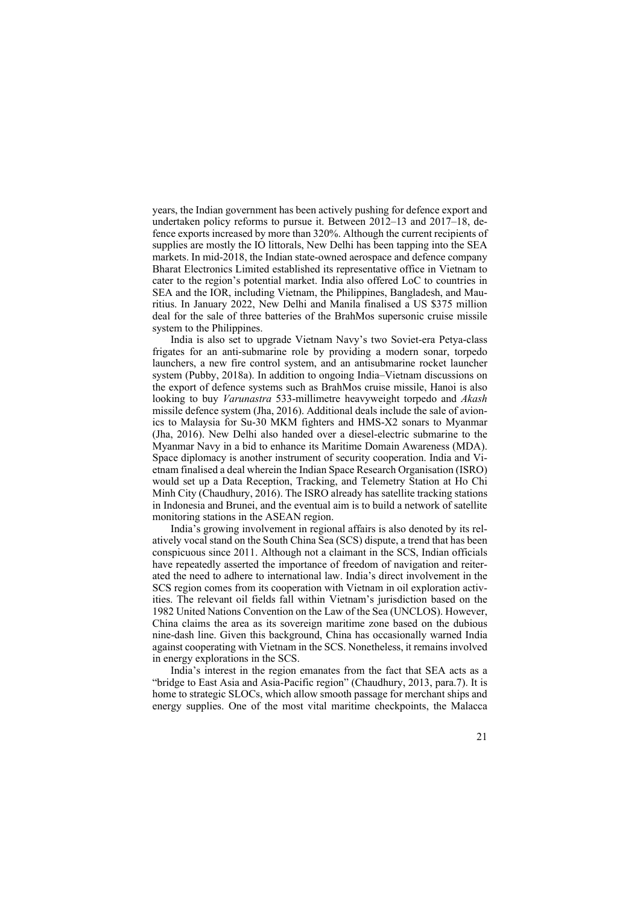years, the Indian government has been actively pushing for defence export and undertaken policy reforms to pursue it. Between 2012–13 and 2017–18, defence exports increased by more than 320%. Although the current recipients of supplies are mostly the IO littorals, New Delhi has been tapping into the SEA markets. In mid-2018, the Indian state-owned aerospace and defence company Bharat Electronics Limited established its representative office in Vietnam to cater to the region's potential market. India also offered LoC to countries in SEA and the IOR, including Vietnam, the Philippines, Bangladesh, and Mauritius. In January 2022, New Delhi and Manila finalised a US $375 million deal for the sale of three batteries of the BrahMos supersonic cruise missile system to the Philippines.

India is also set to upgrade Vietnam Navy's two Soviet-era Petya-class frigates for an anti-submarine role by providing a modern sonar, torpedo launchers, a new fire control system, and an antisubmarine rocket launcher system (Pubby, 2018a). In addition to ongoing India–Vietnam discussions on the export of defence systems such as BrahMos cruise missile, Hanoi is also looking to buy *Varunastra* 533-millimetre heavyweight torpedo and *Akash* missile defence system (Jha, 2016). Additional deals include the sale of avionics to Malaysia for Su-30 MKM fighters and HMS-X2 sonars to Myanmar (Jha, 2016). New Delhi also handed over a diesel-electric submarine to the Myanmar Navy in a bid to enhance its Maritime Domain Awareness (MDA). Space diplomacy is another instrument of security cooperation. India and Vietnam finalised a deal wherein the Indian Space Research Organisation (ISRO) would set up a Data Reception, Tracking, and Telemetry Station at Ho Chi Minh City (Chaudhury, 2016). The ISRO already has satellite tracking stations in Indonesia and Brunei, and the eventual aim is to build a network of satellite monitoring stations in the ASEAN region.

India's growing involvement in regional affairs is also denoted by its relatively vocal stand on the South China Sea (SCS) dispute, a trend that has been conspicuous since 2011. Although not a claimant in the SCS, Indian officials have repeatedly asserted the importance of freedom of navigation and reiterated the need to adhere to international law. India's direct involvement in the SCS region comes from its cooperation with Vietnam in oil exploration activities. The relevant oil fields fall within Vietnam's jurisdiction based on the 1982 United Nations Convention on the Law of the Sea (UNCLOS). However, China claims the area as its sovereign maritime zone based on the dubious nine-dash line. Given this background, China has occasionally warned India against cooperating with Vietnam in the SCS. Nonetheless, it remains involved in energy explorations in the SCS.

India's interest in the region emanates from the fact that SEA acts as a "bridge to East Asia and Asia-Pacific region" (Chaudhury, 2013, para.7). It is home to strategic SLOCs, which allow smooth passage for merchant ships and energy supplies. One of the most vital maritime checkpoints, the Malacca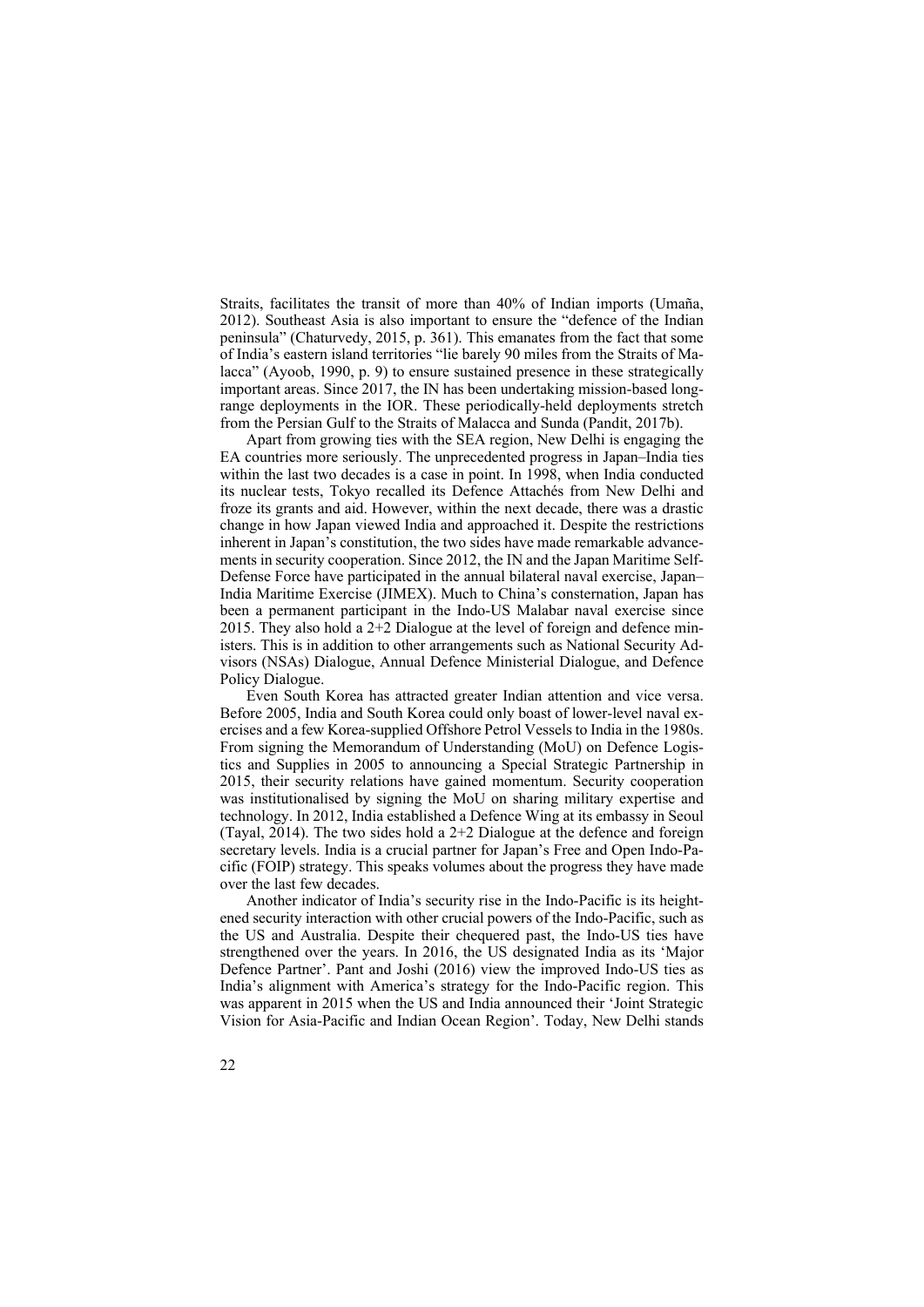Straits, facilitates the transit of more than 40% of Indian imports (Umaña, 2012). Southeast Asia is also important to ensure the "defence of the Indian peninsula" (Chaturvedy, 2015, p. 361). This emanates from the fact that some of India's eastern island territories "lie barely 90 miles from the Straits of Malacca" (Ayoob, 1990, p. 9) to ensure sustained presence in these strategically important areas. Since 2017, the IN has been undertaking mission-based long-range deployments in the IOR. These periodically-held deployments stretch from the Persian Gulf to the Straits of Malacca and Sunda (Pandit, 2017b).

Apart from growing ties with the SEA region, New Delhi is engaging the EA countries more seriously. The unprecedented progress in Japan–India ties within the last two decades is a case in point. In 1998, when India conducted its nuclear tests, Tokyo recalled its Defence Attachés from New Delhi and froze its grants and aid. However, within the next decade, there was a drastic change in how Japan viewed India and approached it. Despite the restrictions inherent in Japan's constitution, the two sides have made remarkable advancements in security cooperation. Since 2012, the IN and the Japan Maritime Self-Defense Force have participated in the annual bilateral naval exercise, Japan–India Maritime Exercise (JIMEX). Much to China's consternation, Japan has been a permanent participant in the Indo-US Malabar naval exercise since 2015. They also hold a 2+2 Dialogue at the level of foreign and defence ministers. This is in addition to other arrangements such as National Security Advisors (NSAs) Dialogue, Annual Defence Ministerial Dialogue, and Defence Policy Dialogue.

Even South Korea has attracted greater Indian attention and vice versa. Before 2005, India and South Korea could only boast of lower-level naval exercises and a few Korea-supplied Offshore Petrol Vessels to India in the 1980s. From signing the Memorandum of Understanding (MoU) on Defence Logistics and Supplies in 2005 to announcing a Special Strategic Partnership in 2015, their security relations have gained momentum. Security cooperation was institutionalised by signing the MoU on sharing military expertise and technology. In 2012, India established a Defence Wing at its embassy in Seoul (Tayal, 2014). The two sides hold a 2+2 Dialogue at the defence and foreign secretary levels. India is a crucial partner for Japan's Free and Open Indo-Pacific (FOIP) strategy. This speaks volumes about the progress they have made over the last few decades.

Another indicator of India's security rise in the Indo-Pacific is its heightened security interaction with other crucial powers of the Indo-Pacific, such as the US and Australia. Despite their chequered past, the Indo-US ties have strengthened over the years. In 2016, the US designated India as its 'Major Defence Partner'. Pant and Joshi (2016) view the improved Indo-US ties as India's alignment with America's strategy for the Indo-Pacific region. This was apparent in 2015 when the US and India announced their 'Joint Strategic Vision for Asia-Pacific and Indian Ocean Region'. Today, New Delhi stands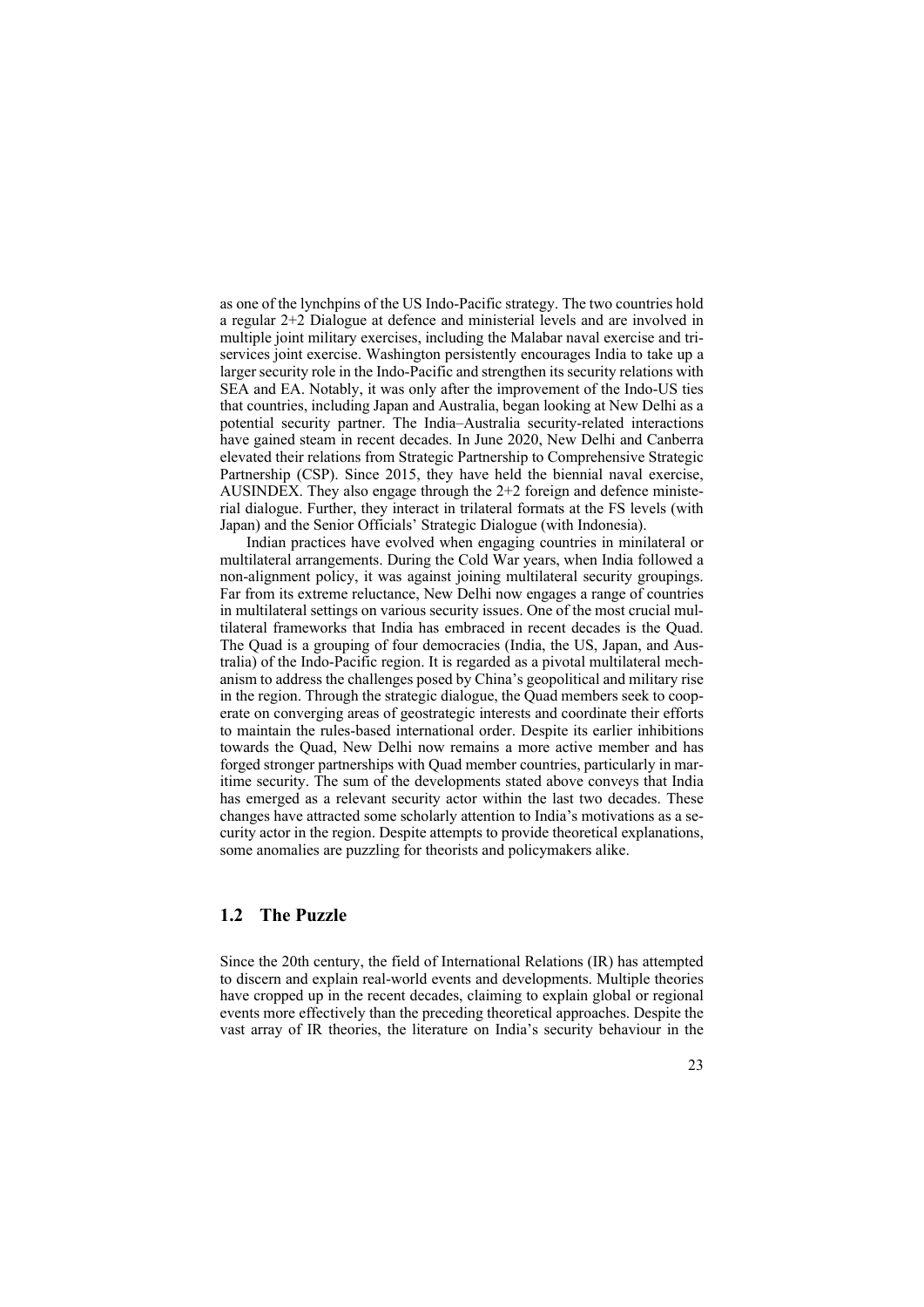as one of the lynchpins of the US Indo-Pacific strategy. The two countries hold a regular 2+2 Dialogue at defence and ministerial levels and are involved in multiple joint military exercises, including the Malabar naval exercise and tri-services joint exercise. Washington persistently encourages India to take up a larger security role in the Indo-Pacific and strengthen its security relations with SEA and EA. Notably, it was only after the improvement of the Indo-US ties that countries, including Japan and Australia, began looking at New Delhi as a potential security partner. The India–Australia security-related interactions have gained steam in recent decades. In June 2020, New Delhi and Canberra elevated their relations from Strategic Partnership to Comprehensive Strategic Partnership (CSP). Since 2015, they have held the biennial naval exercise, AUSINDEX. They also engage through the 2+2 foreign and defence ministerial dialogue. Further, they interact in trilateral formats at the FS levels (with Japan) and the Senior Officials' Strategic Dialogue (with Indonesia).

Indian practices have evolved when engaging countries in minilateral or multilateral arrangements. During the Cold War years, when India followed a non-alignment policy, it was against joining multilateral security groupings. Far from its extreme reluctance, New Delhi now engages a range of countries in multilateral settings on various security issues. One of the most crucial multilateral frameworks that India has embraced in recent decades is the Quad. The Quad is a grouping of four democracies (India, the US, Japan, and Australia) of the Indo-Pacific region. It is regarded as a pivotal multilateral mechanism to address the challenges posed by China's geopolitical and military rise in the region. Through the strategic dialogue, the Quad members seek to cooperate on converging areas of geostrategic interests and coordinate their efforts to maintain the rules-based international order. Despite its earlier inhibitions towards the Quad, New Delhi now remains a more active member and has forged stronger partnerships with Quad member countries, particularly in maritime security. The sum of the developments stated above conveys that India has emerged as a relevant security actor within the last two decades. These changes have attracted some scholarly attention to India's motivations as a security actor in the region. Despite attempts to provide theoretical explanations, some anomalies are puzzling for theorists and policymakers alike.

## 1.2 The Puzzle

Since the 20th century, the field of International Relations (IR) has attempted to discern and explain real-world events and developments. Multiple theories have cropped up in the recent decades, claiming to explain global or regional events more effectively than the preceding theoretical approaches. Despite the vast array of IR theories, the literature on India's security behaviour in the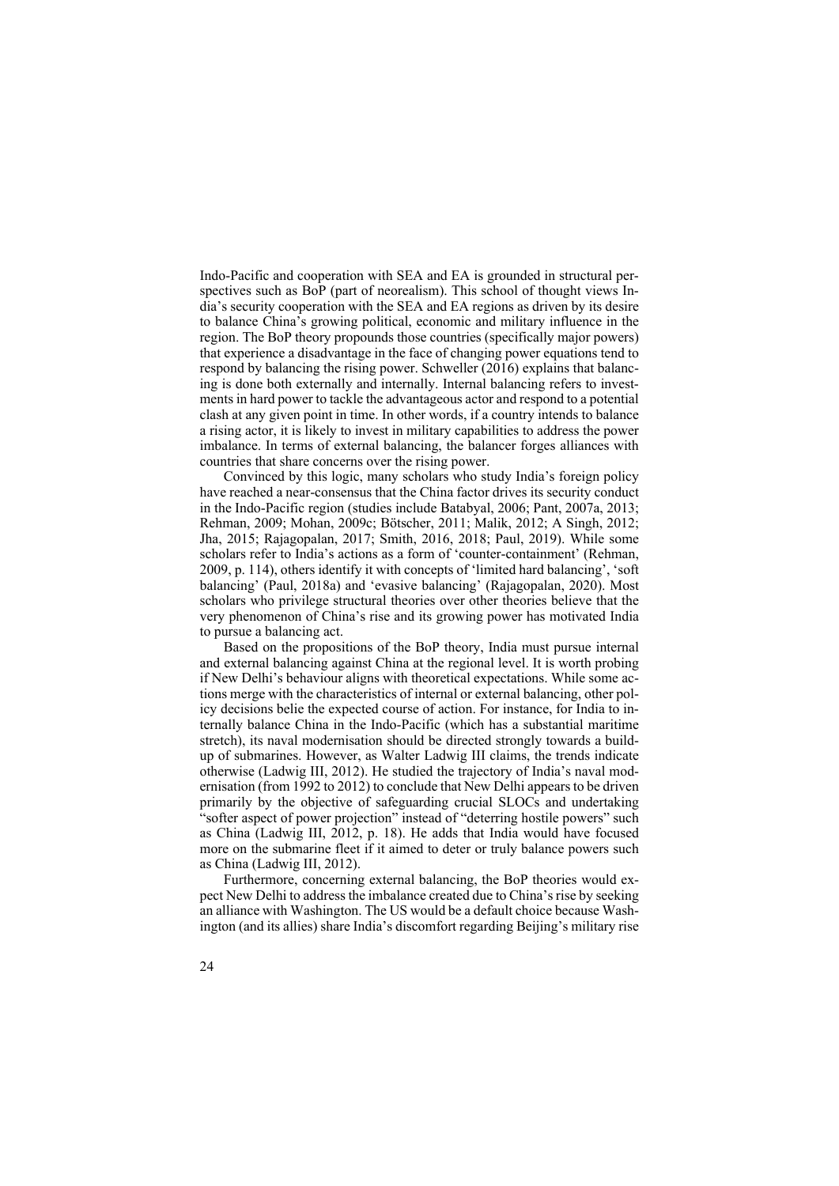Indo-Pacific and cooperation with SEA and EA is grounded in structural perspectives such as BoP (part of neorealism). This school of thought views India's security cooperation with the SEA and EA regions as driven by its desire to balance China's growing political, economic and military influence in the region. The BoP theory propounds those countries (specifically major powers) that experience a disadvantage in the face of changing power equations tend to respond by balancing the rising power. Schweller (2016) explains that balancing is done both externally and internally. Internal balancing refers to investments in hard power to tackle the advantageous actor and respond to a potential clash at any given point in time. In other words, if a country intends to balance a rising actor, it is likely to invest in military capabilities to address the power imbalance. In terms of external balancing, the balancer forges alliances with countries that share concerns over the rising power.

Convinced by this logic, many scholars who study India's foreign policy have reached a near-consensus that the China factor drives its security conduct in the Indo-Pacific region (studies include Batabyal, 2006; Pant, 2007a, 2013; Rehman, 2009; Mohan, 2009c; Bötscher, 2011; Malik, 2012; A Singh, 2012; Jha, 2015; Rajagopalan, 2017; Smith, 2016, 2018; Paul, 2019). While some scholars refer to India's actions as a form of 'counter-containment' (Rehman, 2009, p. 114), others identify it with concepts of 'limited hard balancing', 'soft balancing' (Paul, 2018a) and 'evasive balancing' (Rajagopalan, 2020). Most scholars who privilege structural theories over other theories believe that the very phenomenon of China's rise and its growing power has motivated India to pursue a balancing act.

Based on the propositions of the BoP theory, India must pursue internal and external balancing against China at the regional level. It is worth probing if New Delhi's behaviour aligns with theoretical expectations. While some actions merge with the characteristics of internal or external balancing, other policy decisions belie the expected course of action. For instance, for India to internally balance China in the Indo-Pacific (which has a substantial maritime stretch), its naval modernisation should be directed strongly towards a build-up of submarines. However, as Walter Ladwig III claims, the trends indicate otherwise (Ladwig III, 2012). He studied the trajectory of India's naval modernisation (from 1992 to 2012) to conclude that New Delhi appears to be driven primarily by the objective of safeguarding crucial SLOCs and undertaking "softer aspect of power projection" instead of "deterring hostile powers" such as China (Ladwig III, 2012, p. 18). He adds that India would have focused more on the submarine fleet if it aimed to deter or truly balance powers such as China (Ladwig III, 2012).

Furthermore, concerning external balancing, the BoP theories would expect New Delhi to address the imbalance created due to China's rise by seeking an alliance with Washington. The US would be a default choice because Washington (and its allies) share India's discomfort regarding Beijing's military rise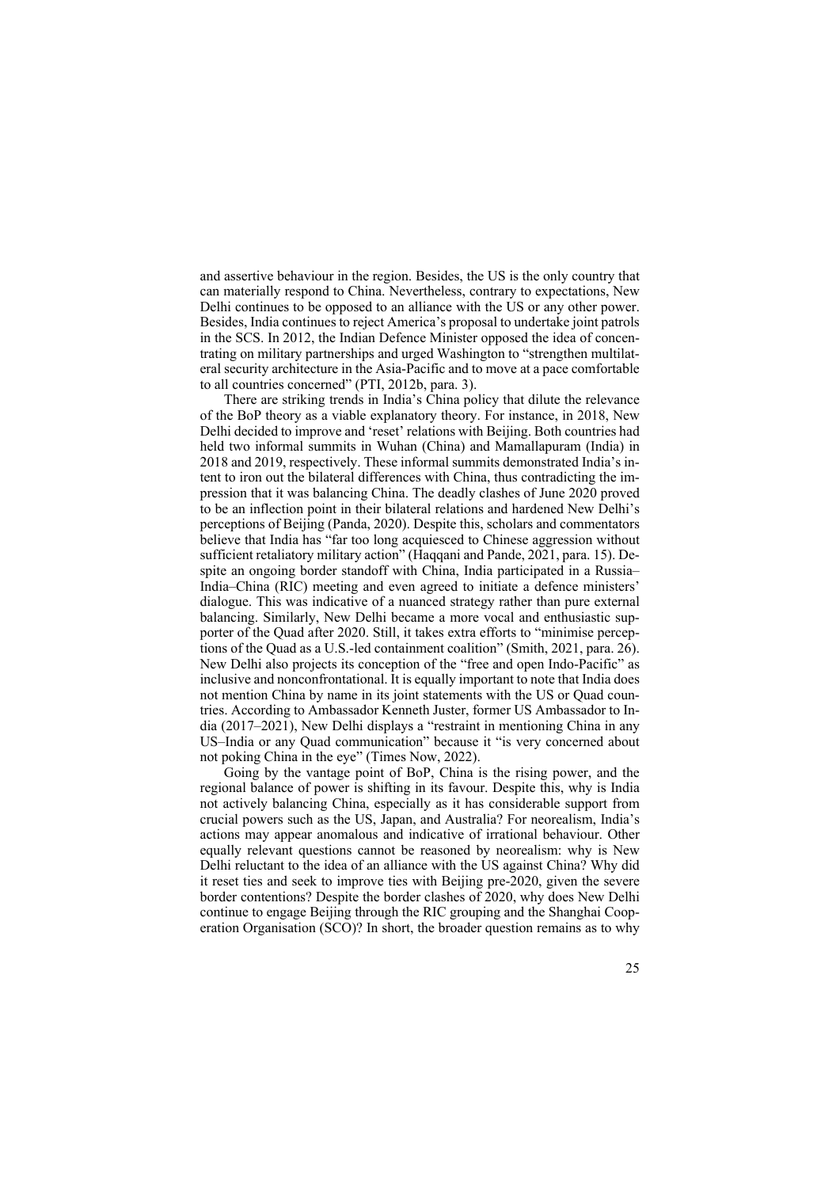and assertive behaviour in the region. Besides, the US is the only country that can materially respond to China. Nevertheless, contrary to expectations, New Delhi continues to be opposed to an alliance with the US or any other power. Besides, India continues to reject America's proposal to undertake joint patrols in the SCS. In 2012, the Indian Defence Minister opposed the idea of concentrating on military partnerships and urged Washington to "strengthen multilateral security architecture in the Asia-Pacific and to move at a pace comfortable to all countries concerned" (PTI, 2012b, para. 3).

There are striking trends in India's China policy that dilute the relevance of the BoP theory as a viable explanatory theory. For instance, in 2018, New Delhi decided to improve and 'reset' relations with Beijing. Both countries had held two informal summits in Wuhan (China) and Mamallapuram (India) in 2018 and 2019, respectively. These informal summits demonstrated India's intent to iron out the bilateral differences with China, thus contradicting the impression that it was balancing China. The deadly clashes of June 2020 proved to be an inflection point in their bilateral relations and hardened New Delhi's perceptions of Beijing (Panda, 2020). Despite this, scholars and commentators believe that India has "far too long acquiesced to Chinese aggression without sufficient retaliatory military action" (Haqqani and Pande, 2021, para. 15). Despite an ongoing border standoff with China, India participated in a Russia–India–China (RIC) meeting and even agreed to initiate a defence ministers' dialogue. This was indicative of a nuanced strategy rather than pure external balancing. Similarly, New Delhi became a more vocal and enthusiastic supporter of the Quad after 2020. Still, it takes extra efforts to "minimise perceptions of the Quad as a U.S.-led containment coalition" (Smith, 2021, para. 26). New Delhi also projects its conception of the "free and open Indo-Pacific" as inclusive and nonconfrontational. It is equally important to note that India does not mention China by name in its joint statements with the US or Quad countries. According to Ambassador Kenneth Juster, former US Ambassador to India (2017–2021), New Delhi displays a "restraint in mentioning China in any US–India or any Quad communication" because it "is very concerned about not poking China in the eye" (Times Now, 2022).

Going by the vantage point of BoP, China is the rising power, and the regional balance of power is shifting in its favour. Despite this, why is India not actively balancing China, especially as it has considerable support from crucial powers such as the US, Japan, and Australia? For neorealism, India's actions may appear anomalous and indicative of irrational behaviour. Other equally relevant questions cannot be reasoned by neorealism: why is New Delhi reluctant to the idea of an alliance with the US against China? Why did it reset ties and seek to improve ties with Beijing pre-2020, given the severe border contentions? Despite the border clashes of 2020, why does New Delhi continue to engage Beijing through the RIC grouping and the Shanghai Cooperation Organisation (SCO)? In short, the broader question remains as to why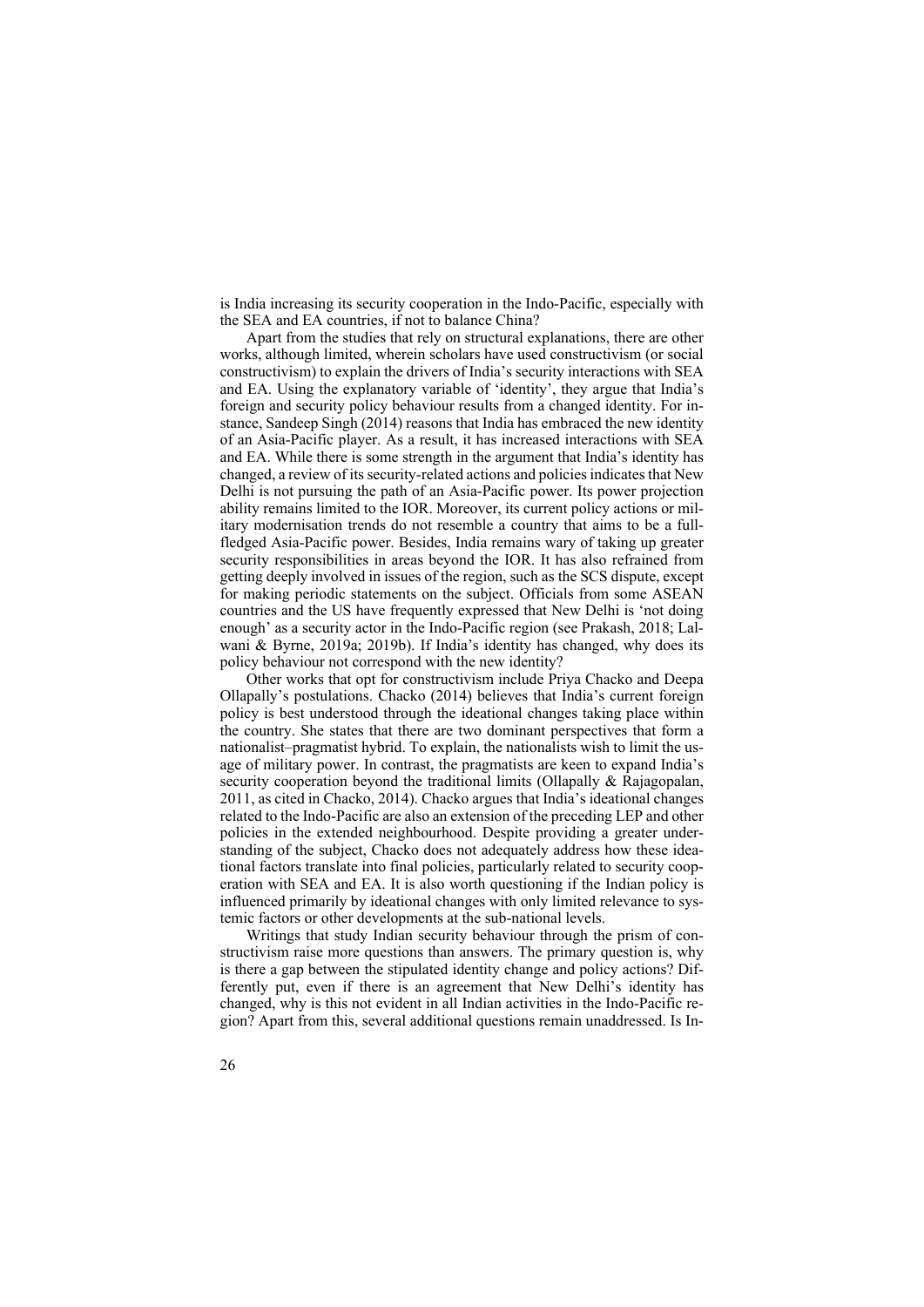is India increasing its security cooperation in the Indo-Pacific, especially with the SEA and EA countries, if not to balance China?

Apart from the studies that rely on structural explanations, there are other works, although limited, wherein scholars have used constructivism (or social constructivism) to explain the drivers of India's security interactions with SEA and EA. Using the explanatory variable of 'identity', they argue that India's foreign and security policy behaviour results from a changed identity. For instance, Sandeep Singh (2014) reasons that India has embraced the new identity of an Asia-Pacific player. As a result, it has increased interactions with SEA and EA. While there is some strength in the argument that India's identity has changed, a review of its security-related actions and policies indicates that New Delhi is not pursuing the path of an Asia-Pacific power. Its power projection ability remains limited to the IOR. Moreover, its current policy actions or military modernisation trends do not resemble a country that aims to be a full-fledged Asia-Pacific power. Besides, India remains wary of taking up greater security responsibilities in areas beyond the IOR. It has also refrained from getting deeply involved in issues of the region, such as the SCS dispute, except for making periodic statements on the subject. Officials from some ASEAN countries and the US have frequently expressed that New Delhi is 'not doing enough' as a security actor in the Indo-Pacific region (see Prakash, 2018; Lalwani & Byrne, 2019a; 2019b). If India's identity has changed, why does its policy behaviour not correspond with the new identity?

Other works that opt for constructivism include Priya Chacko and Deepa Ollapally's postulations. Chacko (2014) believes that India's current foreign policy is best understood through the ideational changes taking place within the country. She states that there are two dominant perspectives that form a nationalist–pragmatist hybrid. To explain, the nationalists wish to limit the usage of military power. In contrast, the pragmatists are keen to expand India's security cooperation beyond the traditional limits (Ollapally & Rajagopalan, 2011, as cited in Chacko, 2014). Chacko argues that India's ideational changes related to the Indo-Pacific are also an extension of the preceding LEP and other policies in the extended neighbourhood. Despite providing a greater understanding of the subject, Chacko does not adequately address how these ideational factors translate into final policies, particularly related to security cooperation with SEA and EA. It is also worth questioning if the Indian policy is influenced primarily by ideational changes with only limited relevance to systemic factors or other developments at the sub-national levels.

Writings that study Indian security behaviour through the prism of constructivism raise more questions than answers. The primary question is, why is there a gap between the stipulated identity change and policy actions? Differently put, even if there is an agreement that New Delhi's identity has changed, why is this not evident in all Indian activities in the Indo-Pacific region? Apart from this, several additional questions remain unaddressed. Is In-